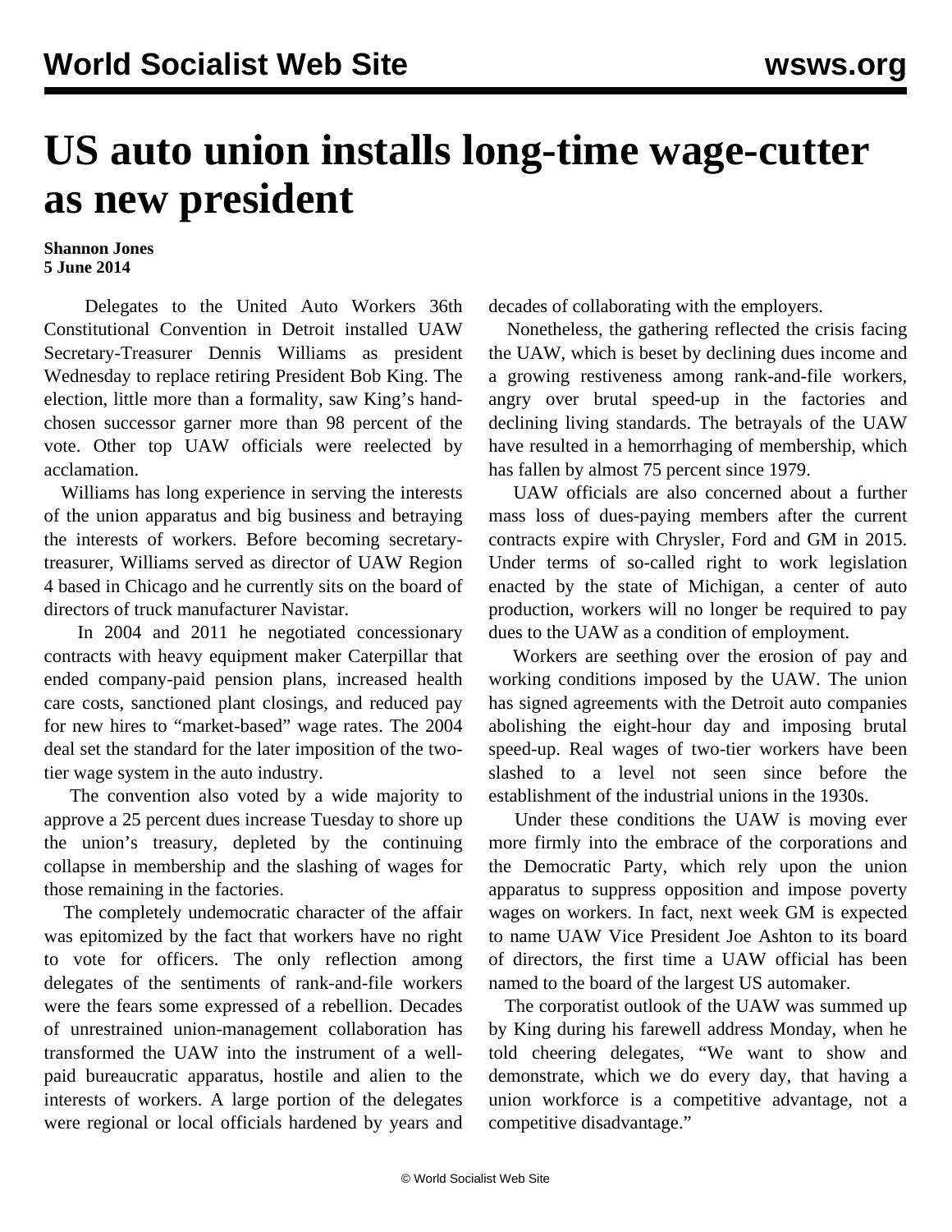# US auto union installs long-time wage-cutter as new president

**Shannon Jones**
**5 June 2014**

Delegates to the United Auto Workers 36th Constitutional Convention in Detroit installed UAW Secretary-Treasurer Dennis Williams as president Wednesday to replace retiring President Bob King. The election, little more than a formality, saw King's hand-chosen successor garner more than 98 percent of the vote. Other top UAW officials were reelected by acclamation.

Williams has long experience in serving the interests of the union apparatus and big business and betraying the interests of workers. Before becoming secretary-treasurer, Williams served as director of UAW Region 4 based in Chicago and he currently sits on the board of directors of truck manufacturer Navistar.

In 2004 and 2011 he negotiated concessionary contracts with heavy equipment maker Caterpillar that ended company-paid pension plans, increased health care costs, sanctioned plant closings, and reduced pay for new hires to "market-based" wage rates. The 2004 deal set the standard for the later imposition of the two-tier wage system in the auto industry.

The convention also voted by a wide majority to approve a 25 percent dues increase Tuesday to shore up the union's treasury, depleted by the continuing collapse in membership and the slashing of wages for those remaining in the factories.

The completely undemocratic character of the affair was epitomized by the fact that workers have no right to vote for officers. The only reflection among delegates of the sentiments of rank-and-file workers were the fears some expressed of a rebellion. Decades of unrestrained union-management collaboration has transformed the UAW into the instrument of a well-paid bureaucratic apparatus, hostile and alien to the interests of workers. A large portion of the delegates were regional or local officials hardened by years and decades of collaborating with the employers.

Nonetheless, the gathering reflected the crisis facing the UAW, which is beset by declining dues income and a growing restiveness among rank-and-file workers, angry over brutal speed-up in the factories and declining living standards. The betrayals of the UAW have resulted in a hemorrhaging of membership, which has fallen by almost 75 percent since 1979.

UAW officials are also concerned about a further mass loss of dues-paying members after the current contracts expire with Chrysler, Ford and GM in 2015. Under terms of so-called right to work legislation enacted by the state of Michigan, a center of auto production, workers will no longer be required to pay dues to the UAW as a condition of employment.

Workers are seething over the erosion of pay and working conditions imposed by the UAW. The union has signed agreements with the Detroit auto companies abolishing the eight-hour day and imposing brutal speed-up. Real wages of two-tier workers have been slashed to a level not seen since before the establishment of the industrial unions in the 1930s.

Under these conditions the UAW is moving ever more firmly into the embrace of the corporations and the Democratic Party, which rely upon the union apparatus to suppress opposition and impose poverty wages on workers. In fact, next week GM is expected to name UAW Vice President Joe Ashton to its board of directors, the first time a UAW official has been named to the board of the largest US automaker.

The corporatist outlook of the UAW was summed up by King during his farewell address Monday, when he told cheering delegates, "We want to show and demonstrate, which we do every day, that having a union workforce is a competitive advantage, not a competitive disadvantage."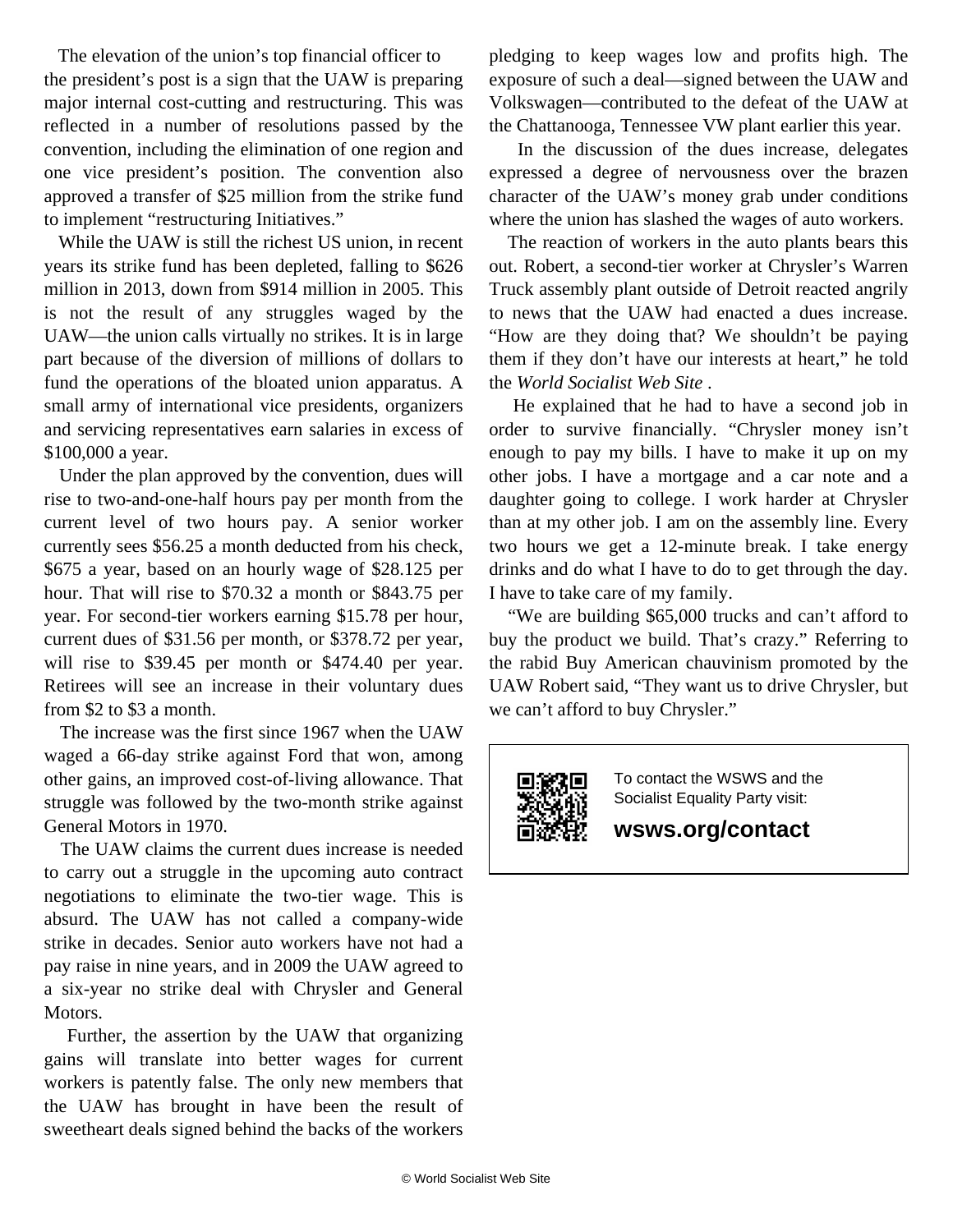The elevation of the union's top financial officer to the president's post is a sign that the UAW is preparing major internal cost-cutting and restructuring. This was reflected in a number of resolutions passed by the convention, including the elimination of one region and one vice president's position. The convention also approved a transfer of $25 million from the strike fund to implement "restructuring Initiatives."

While the UAW is still the richest US union, in recent years its strike fund has been depleted, falling to $626 million in 2013, down from $914 million in 2005. This is not the result of any struggles waged by the UAW—the union calls virtually no strikes. It is in large part because of the diversion of millions of dollars to fund the operations of the bloated union apparatus. A small army of international vice presidents, organizers and servicing representatives earn salaries in excess of $100,000 a year.

Under the plan approved by the convention, dues will rise to two-and-one-half hours pay per month from the current level of two hours pay. A senior worker currently sees $56.25 a month deducted from his check, $675 a year, based on an hourly wage of $28.125 per hour. That will rise to $70.32 a month or $843.75 per year. For second-tier workers earning $15.78 per hour, current dues of $31.56 per month, or $378.72 per year, will rise to $39.45 per month or $474.40 per year. Retirees will see an increase in their voluntary dues from $2 to $3 a month.

The increase was the first since 1967 when the UAW waged a 66-day strike against Ford that won, among other gains, an improved cost-of-living allowance. That struggle was followed by the two-month strike against General Motors in 1970.

The UAW claims the current dues increase is needed to carry out a struggle in the upcoming auto contract negotiations to eliminate the two-tier wage. This is absurd. The UAW has not called a company-wide strike in decades. Senior auto workers have not had a pay raise in nine years, and in 2009 the UAW agreed to a six-year no strike deal with Chrysler and General Motors.

Further, the assertion by the UAW that organizing gains will translate into better wages for current workers is patently false. The only new members that the UAW has brought in have been the result of sweetheart deals signed behind the backs of the workers pledging to keep wages low and profits high. The exposure of such a deal—signed between the UAW and Volkswagen—contributed to the defeat of the UAW at the Chattanooga, Tennessee VW plant earlier this year.

In the discussion of the dues increase, delegates expressed a degree of nervousness over the brazen character of the UAW's money grab under conditions where the union has slashed the wages of auto workers.

The reaction of workers in the auto plants bears this out. Robert, a second-tier worker at Chrysler's Warren Truck assembly plant outside of Detroit reacted angrily to news that the UAW had enacted a dues increase. "How are they doing that? We shouldn't be paying them if they don't have our interests at heart," he told the *World Socialist Web Site* .

He explained that he had to have a second job in order to survive financially. "Chrysler money isn't enough to pay my bills. I have to make it up on my other jobs. I have a mortgage and a car note and a daughter going to college. I work harder at Chrysler than at my other job. I am on the assembly line. Every two hours we get a 12-minute break. I take energy drinks and do what I have to do to get through the day. I have to take care of my family.

"We are building $65,000 trucks and can't afford to buy the product we build. That's crazy." Referring to the rabid Buy American chauvinism promoted by the UAW Robert said, "They want us to drive Chrysler, but we can't afford to buy Chrysler."

To contact the WSWS and the Socialist Equality Party visit:

**wsws.org/contact**